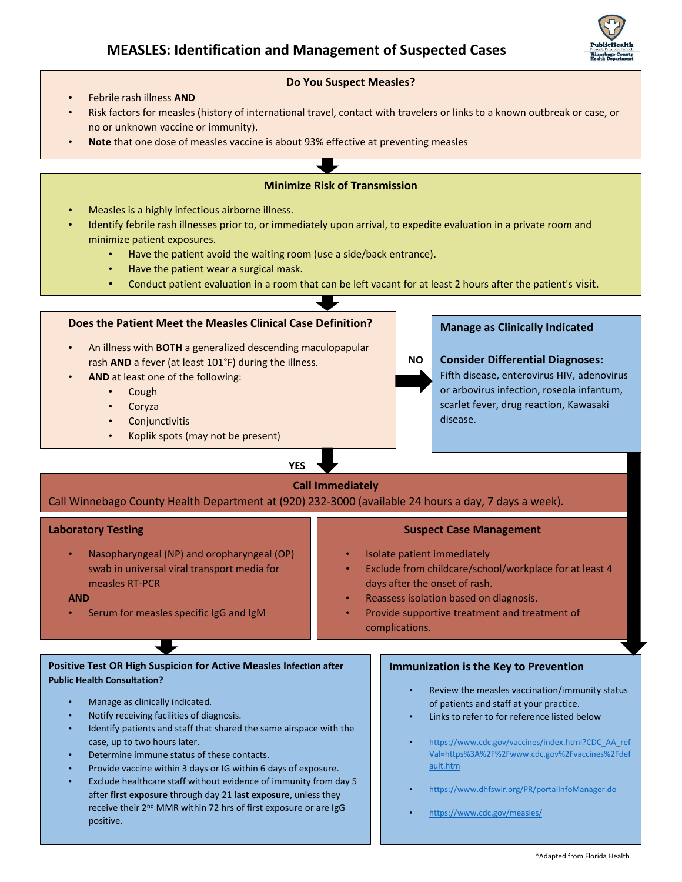# MEASLES: Identification and Management of Suspected Cases

PublicHealth
Prevent. Promote. Protect.
Winnebago County Health Department

## Do You Suspect Measles?

- Febrile rash illness **AND**
- Risk factors for measles (history of international travel, contact with travelers or links to a known outbreak or case, or no or unknown vaccine or immunity).
- **Note** that one dose of measles vaccine is about 93% effective at preventing measles

## Minimize Risk of Transmission

- Measles is a highly infectious airborne illness.
- Identify febrile rash illnesses prior to, or immediately upon arrival, to expedite evaluation in a private room and minimize patient exposures.
  - Have the patient avoid the waiting room (use a side/back entrance).
  - Have the patient wear a surgical mask.
  - Conduct patient evaluation in a room that can be left vacant for at least 2 hours after the patient's visit.

## Does the Patient Meet the Measles Clinical Case Definition?

- An illness with **BOTH** a generalized descending maculopapular rash **AND** a fever (at least 101°F) during the illness.
- **AND** at least one of the following:
  - Cough
  - Coryza
  - Conjunctivitis
  - Koplik spots (may not be present)

**NO**

## Manage as Clinically Indicated

**Consider Differential Diagnoses:**
Fifth disease, enterovirus HIV, adenovirus or arbovirus infection, roseola infantum, scarlet fever, drug reaction, Kawasaki disease.

**YES**

## Call Immediately

Call Winnebago County Health Department at (920) 232-3000 (available 24 hours a day, 7 days a week).

## Laboratory Testing

- Nasopharyngeal (NP) and oropharyngeal (OP) swab in universal viral transport media for measles RT-PCR

**AND**

- Serum for measles specific IgG and IgM

## Suspect Case Management

- Isolate patient immediately
- Exclude from childcare/school/workplace for at least 4 days after the onset of rash.
- Reassess isolation based on diagnosis.
- Provide supportive treatment and treatment of complications.

## Positive Test OR High Suspicion for Active Measles Infection after Public Health Consultation?

- Manage as clinically indicated.
- Notify receiving facilities of diagnosis.
- Identify patients and staff that shared the same airspace with the case, up to two hours later.
- Determine immune status of these contacts.
- Provide vaccine within 3 days or IG within 6 days of exposure.
- Exclude healthcare staff without evidence of immunity from day 5 after **first exposure** through day 21 **last exposure**, unless they receive their 2nd MMR within 72 hrs of first exposure or are IgG positive.

## Immunization is the Key to Prevention

- Review the measles vaccination/immunity status of patients and staff at your practice.
- Links to refer to for reference listed below
- https://www.cdc.gov/vaccines/index.html?CDC_AA_refVal=https%3A%2F%2Fwww.cdc.gov%2Fvaccines%2Fdefault.htm
- https://www.dhfswir.org/PR/portalInfoManager.do
- https://www.cdc.gov/measles/

*Adapted from Florida Health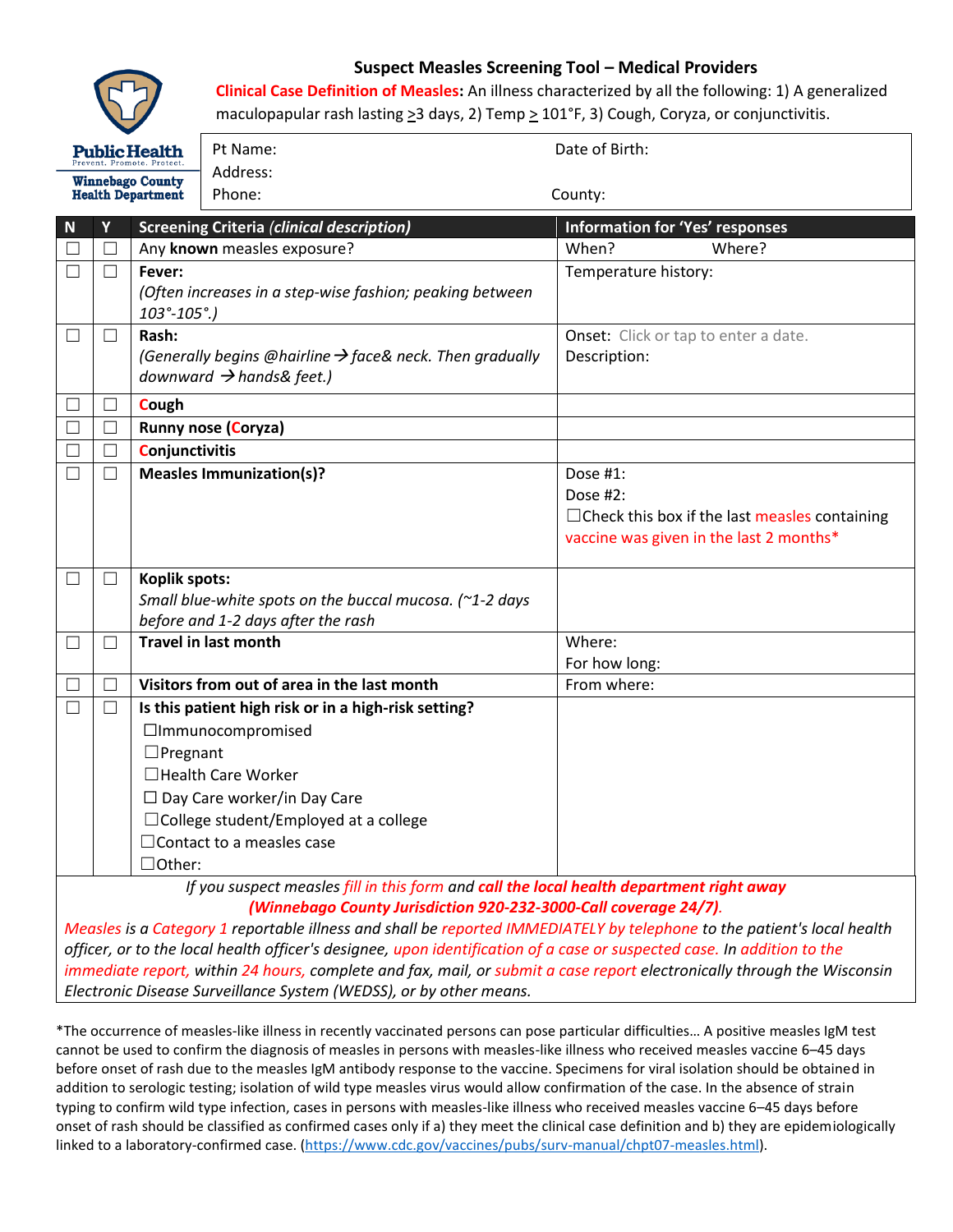Public Health
Prevent. Promote. Protect.
Winnebago County
Health Department

# Suspect Measles Screening Tool – Medical Providers

**Clinical Case Definition of Measles:** An illness characterized by all the following: 1) A generalized maculopapular rash lasting ≥3 days, 2) Temp ≥ 101°F, 3) Cough, Coryza, or conjunctivitis.

| | |
|---|---|
| Pt Name: | Date of Birth: |
| Address: | |
| Phone: | County: |

| N | Y | Screening Criteria (*clinical description*) | Information for 'Yes' responses |
|---|---|---|---|
| ☐ | ☐ | Any **known** measles exposure? | When? Where? |
| ☐ | ☐ | **Fever:** *(Often increases in a step-wise fashion; peaking between 103°-105°.)* | Temperature history: |
| ☐ | ☐ | **Rash:** *(Generally begins @hairline → face& neck. Then gradually downward → hands& feet.)* | Onset: Click or tap to enter a date. Description: |
| ☐ | ☐ | **Cough** | |
| ☐ | ☐ | **Runny nose (Coryza)** | |
| ☐ | ☐ | **Conjunctivitis** | |
| ☐ | ☐ | **Measles Immunization(s)?** | Dose #1: Dose #2: ☐Check this box if the last measles containing vaccine was given in the last 2 months* |
| ☐ | ☐ | **Koplik spots:** *Small blue-white spots on the buccal mucosa. (~1-2 days before and 1-2 days after the rash* | |
| ☐ | ☐ | **Travel in last month** | Where: For how long: |
| ☐ | ☐ | **Visitors from out of area in the last month** | From where: |
| ☐ | ☐ | **Is this patient high risk or in a high-risk setting?** ☐Immunocompromised ☐Pregnant ☐Health Care Worker ☐ Day Care worker/in Day Care ☐College student/Employed at a college ☐Contact to a measles case ☐Other: | |

*If you suspect measles fill in this form and **call the local health department right away (Winnebago County Jurisdiction 920-232-3000-Call coverage 24/7)**.*

*Measles is a Category 1 reportable illness and shall be reported IMMEDIATELY by telephone to the patient's local health officer, or to the local health officer's designee, upon identification of a case or suspected case. In addition to the immediate report, within 24 hours, complete and fax, mail, or submit a case report electronically through the Wisconsin Electronic Disease Surveillance System (WEDSS), or by other means.*

*The occurrence of measles-like illness in recently vaccinated persons can pose particular difficulties… A positive measles IgM test cannot be used to confirm the diagnosis of measles in persons with measles-like illness who received measles vaccine 6–45 days before onset of rash due to the measles IgM antibody response to the vaccine. Specimens for viral isolation should be obtained in addition to serologic testing; isolation of wild type measles virus would allow confirmation of the case. In the absence of strain typing to confirm wild type infection, cases in persons with measles-like illness who received measles vaccine 6–45 days before onset of rash should be classified as confirmed cases only if a) they meet the clinical case definition and b) they are epidemiologically linked to a laboratory-confirmed case. (https://www.cdc.gov/vaccines/pubs/surv-manual/chpt07-measles.html).